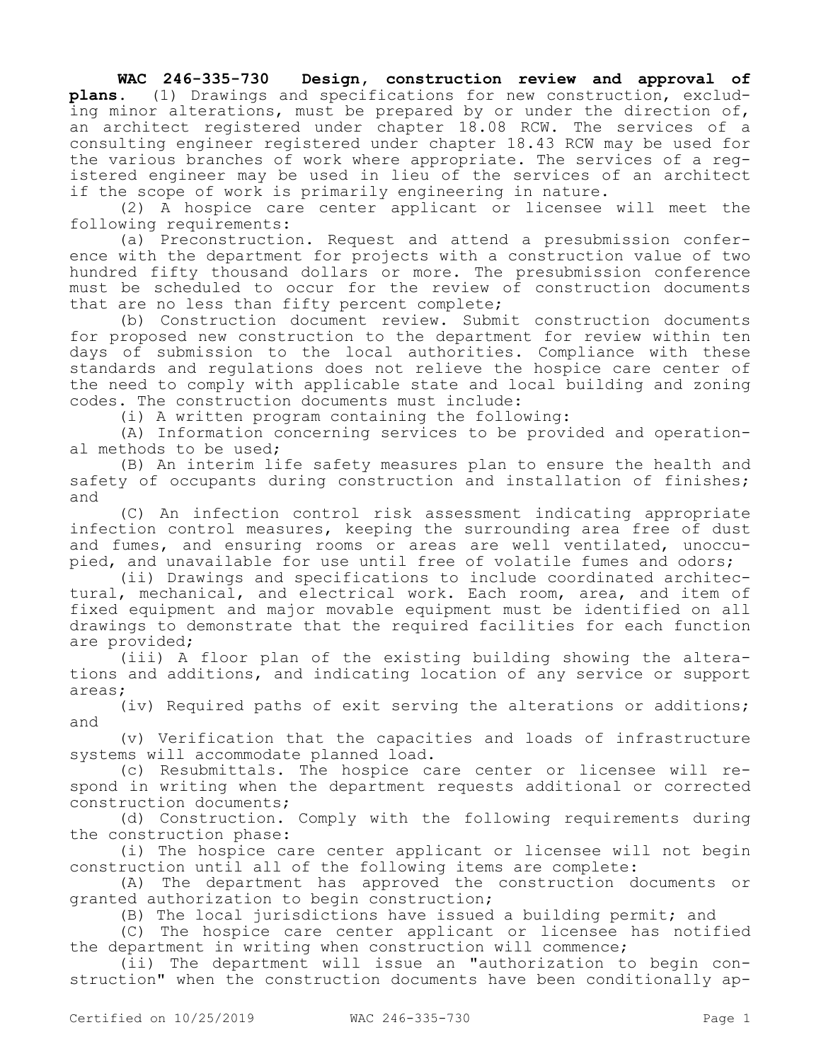**WAC 246-335-730 Design, construction review and approval of plans.** (1) Drawings and specifications for new construction, excluding minor alterations, must be prepared by or under the direction of, an architect registered under chapter 18.08 RCW. The services of a consulting engineer registered under chapter 18.43 RCW may be used for the various branches of work where appropriate. The services of a registered engineer may be used in lieu of the services of an architect if the scope of work is primarily engineering in nature.

(2) A hospice care center applicant or licensee will meet the following requirements:

(a) Preconstruction. Request and attend a presubmission conference with the department for projects with a construction value of two hundred fifty thousand dollars or more. The presubmission conference must be scheduled to occur for the review of construction documents that are no less than fifty percent complete;

(b) Construction document review. Submit construction documents for proposed new construction to the department for review within ten days of submission to the local authorities. Compliance with these standards and regulations does not relieve the hospice care center of the need to comply with applicable state and local building and zoning codes. The construction documents must include:

(i) A written program containing the following:

(A) Information concerning services to be provided and operational methods to be used;

(B) An interim life safety measures plan to ensure the health and safety of occupants during construction and installation of finishes; and

(C) An infection control risk assessment indicating appropriate infection control measures, keeping the surrounding area free of dust and fumes, and ensuring rooms or areas are well ventilated, unoccupied, and unavailable for use until free of volatile fumes and odors;

(ii) Drawings and specifications to include coordinated architectural, mechanical, and electrical work. Each room, area, and item of fixed equipment and major movable equipment must be identified on all drawings to demonstrate that the required facilities for each function are provided;

(iii) A floor plan of the existing building showing the alterations and additions, and indicating location of any service or support areas;

(iv) Required paths of exit serving the alterations or additions; and

(v) Verification that the capacities and loads of infrastructure systems will accommodate planned load.

(c) Resubmittals. The hospice care center or licensee will respond in writing when the department requests additional or corrected construction documents;

(d) Construction. Comply with the following requirements during the construction phase:

(i) The hospice care center applicant or licensee will not begin construction until all of the following items are complete:

(A) The department has approved the construction documents or granted authorization to begin construction;

(B) The local jurisdictions have issued a building permit; and

(C) The hospice care center applicant or licensee has notified the department in writing when construction will commence;

(ii) The department will issue an "authorization to begin construction" when the construction documents have been conditionally ap-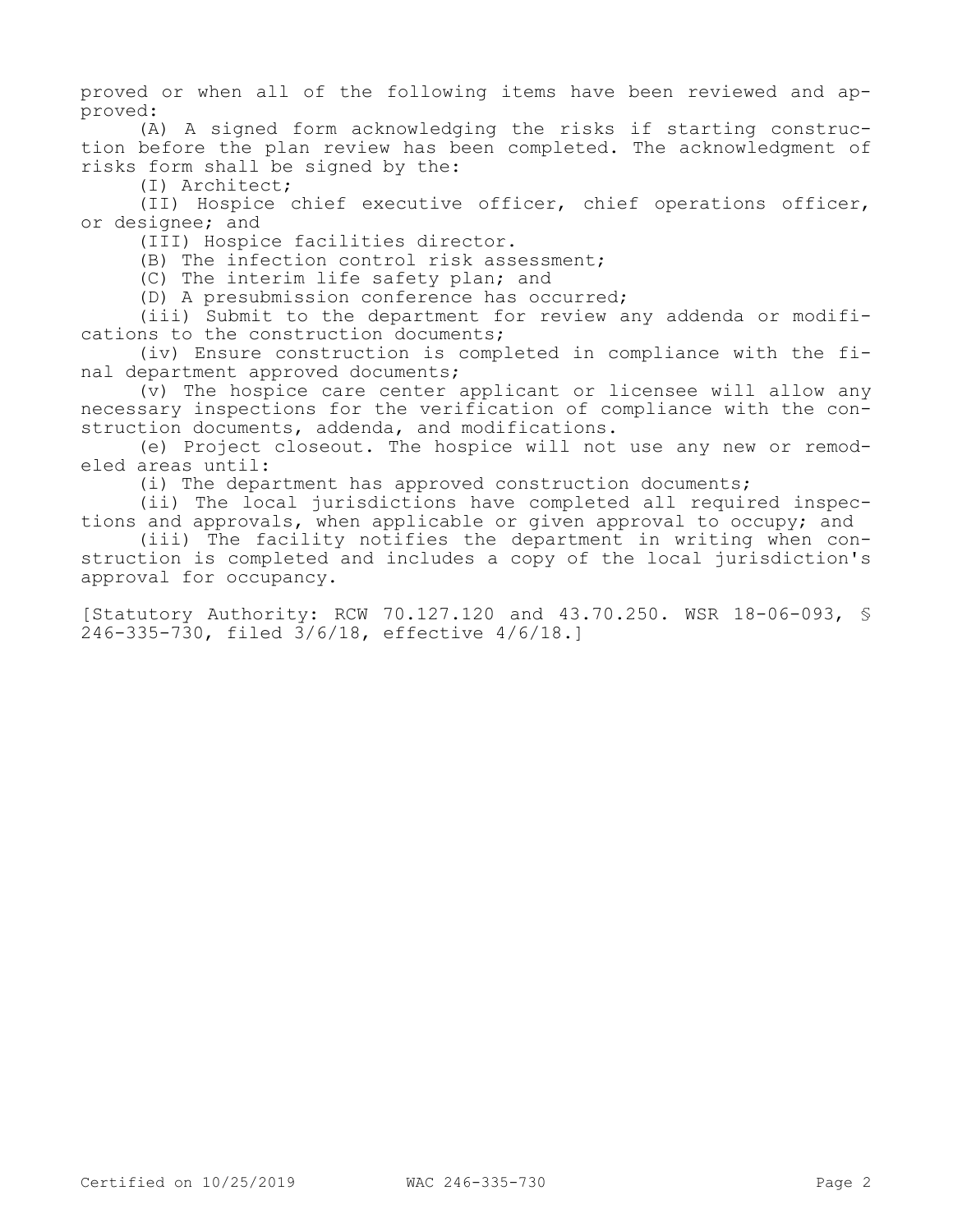proved or when all of the following items have been reviewed and approved:

(A) A signed form acknowledging the risks if starting construction before the plan review has been completed. The acknowledgment of risks form shall be signed by the:

(I) Architect;

(II) Hospice chief executive officer, chief operations officer, or designee; and

(III) Hospice facilities director.

(B) The infection control risk assessment;

(C) The interim life safety plan; and

(D) A presubmission conference has occurred;

(iii) Submit to the department for review any addenda or modifications to the construction documents;

(iv) Ensure construction is completed in compliance with the final department approved documents;

(v) The hospice care center applicant or licensee will allow any necessary inspections for the verification of compliance with the construction documents, addenda, and modifications.

(e) Project closeout. The hospice will not use any new or remodeled areas until:

(i) The department has approved construction documents;

(ii) The local jurisdictions have completed all required inspections and approvals, when applicable or given approval to occupy; and

(iii) The facility notifies the department in writing when construction is completed and includes a copy of the local jurisdiction's approval for occupancy.

[Statutory Authority: RCW 70.127.120 and 43.70.250. WSR 18-06-093, § 246-335-730, filed 3/6/18, effective 4/6/18.]